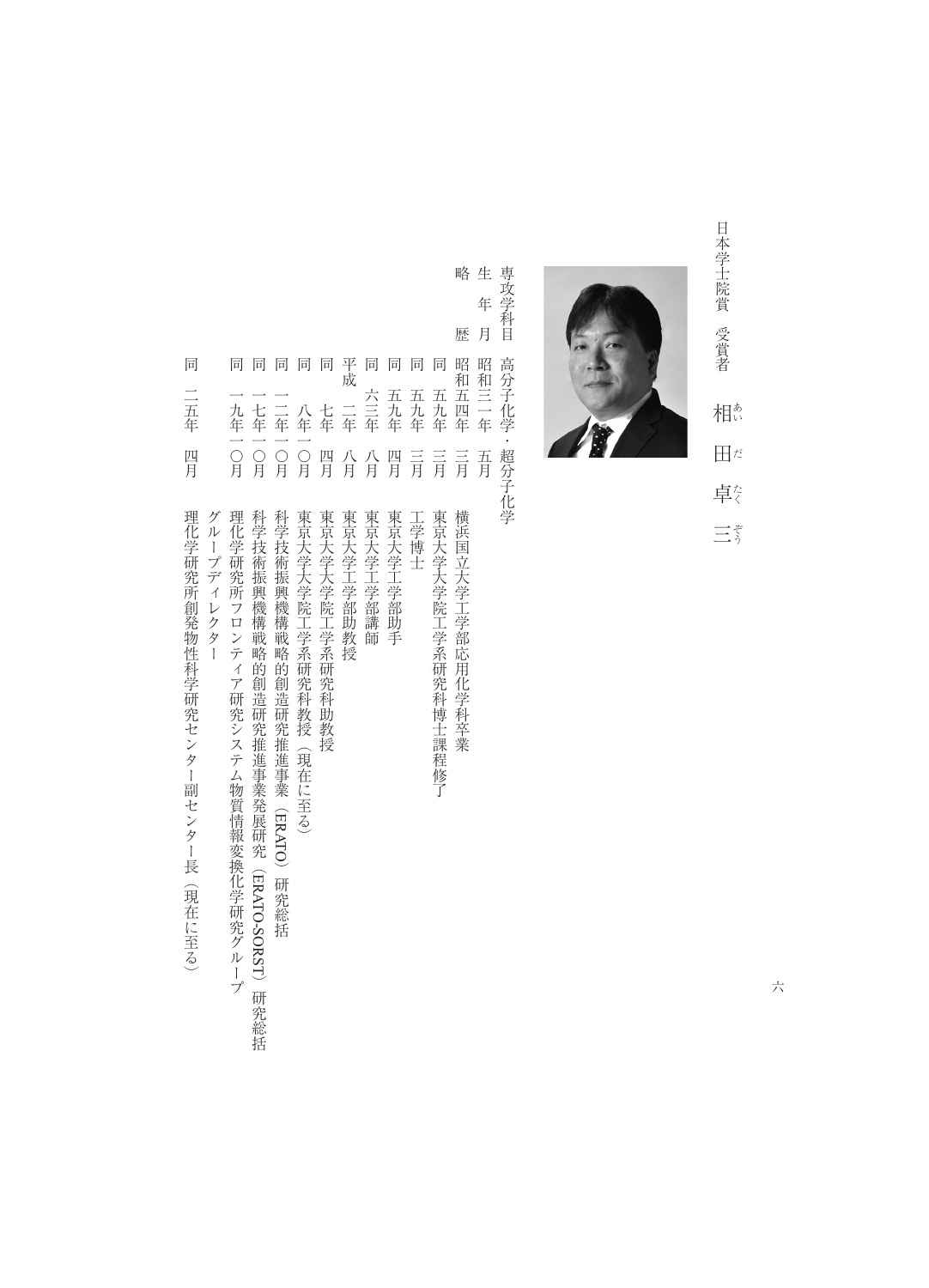日本学士院賞　受賞者

# 相田卓三（あいだ　たくぞう）

専攻学科目　高分子化学・超分子化学

生　年　月　昭和三一年　五月

略　　　歴

| | | |
|---|---|---|
| 昭和五四年 | 三月 | 横浜国立大学工学部応用化学科卒業 |
| 同　五九年 | 三月 | 東京大学大学院工学系研究科博士課程修了 |
| 同　五九年 | 三月 | 工学博士 |
| 同　五九年 | 四月 | 東京大学工学部助手 |
| 同　六三年 | 八月 | 東京大学工学部講師 |
| 平成　二年 | 八月 | 東京大学工学部助教授 |
| 同　　七年 | 四月 | 東京大学大学院工学系研究科助教授 |
| 同　　八年 | 一〇月 | 東京大学大学院工学系研究科教授（現在に至る） |
| 同　一二年 | 一〇月 | 科学技術振興機構戦略的創造研究推進事業（ERATO）研究総括 |
| 同　一七年 | 一〇月 | 科学技術振興機構戦略的創造研究推進事業発展研究（ERATO-SORST）研究総括 |
| 同　一九年 | 一〇月 | 理化学研究所フロンティア研究システム物質情報変換化学研究グループ　グループディレクター |
| 同　二五年 | 四月 | 理化学研究所創発物性科学研究センター副センター長（現在に至る） |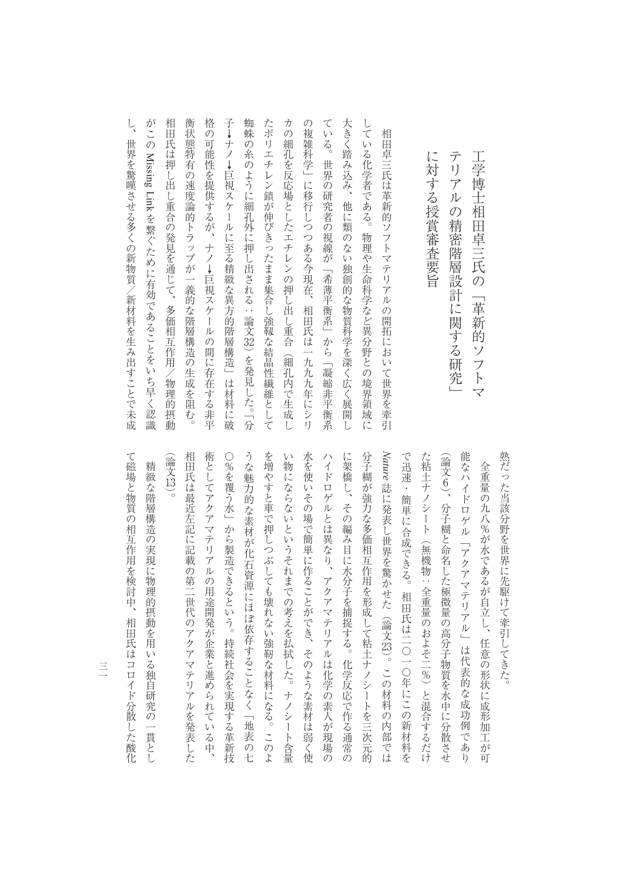# 工学博士相田卓三氏の「革新的ソフトマテリアルの精密階層設計に関する研究」に対する授賞審査要旨

相田卓三氏は革新的ソフトマテリアルの開拓において世界を牽引している化学者である。物理や生命科学など異分野との境界領域に大きく踏み込み、他に類のない独創的な物質科学を深く広く展開している。世界の研究者の視線が「希薄平衡系」から「凝縮非平衡系の複雑科学」に移行しつつある今現在、相田氏は一九九九年にシリカの細孔を反応場としたエチレンの押し出し重合（細孔内で生成したポリエチレン鎖が伸びきったまま集合し強靭な結晶性繊維として蜘蛛の糸のように細孔外に押し出される：論文32）を発見した。「分子→ナノ→巨視スケールに至る精緻な異方的階層構造」は材料に破格の可能性を提供するが、ナノ→巨視スケールの間に存在する非平衡状態特有の速度論的トラップが一義的な階層構造の生成を阻む。相田氏は押し出し重合の発見を通じて、多価相互作用／物理的摂動がこの Missing Link を繋ぐために有効であることをいち早く認識し、世界を驚嘆させる多くの新物質／新材料を生み出すことで未成熟だった当該分野を世界に先駆けて牽引してきた。

全重量の九八％が水であるが自立し、任意の形状に成形加工が可能なハイドロゲル「アクアマテリアル」は代表的な成功例であり（論文6）、分子糊と命名した極微量の高分子物質を水中に分散させた粘土ナノシート（無機物：全重量のおよそ二％）と混合するだけで迅速・簡単に合成できる。相田氏は二〇一〇年にこの新材料を *Nature* 誌に発表し世界を驚かせた（論文23）。この材料の内部では分子糊が強力な多価相互作用を形成して粘土ナノシートを三次元的に架橋し、その編み目に水分子を捕捉する。化学反応で作る通常のハイドロゲルとは異なり、アクアマテリアルは化学の素人が現場の水を使いその場で簡単に作ることができ、そのような素材は弱く使い物にならないというそれまでの考えを払拭した。ナノシート含量を増やすと車で押しつぶしても壊れない強靭な材料になる。このような魅力的な素材が化石資源にほぼ依存することなく「地表の七〇％を覆う水」から製造できるという。持続社会を実現する革新技術としてアクアマテリアルの用途開発が企業と進められている中、相田氏は最近左記に記載の第二世代のアクアマテリアルを発表した（論文13）。

精緻な階層構造の実現に物理的摂動を用いる独自研究の一貫として磁場と物質の相互作用を検討中、相田氏はコロイド分散した酸化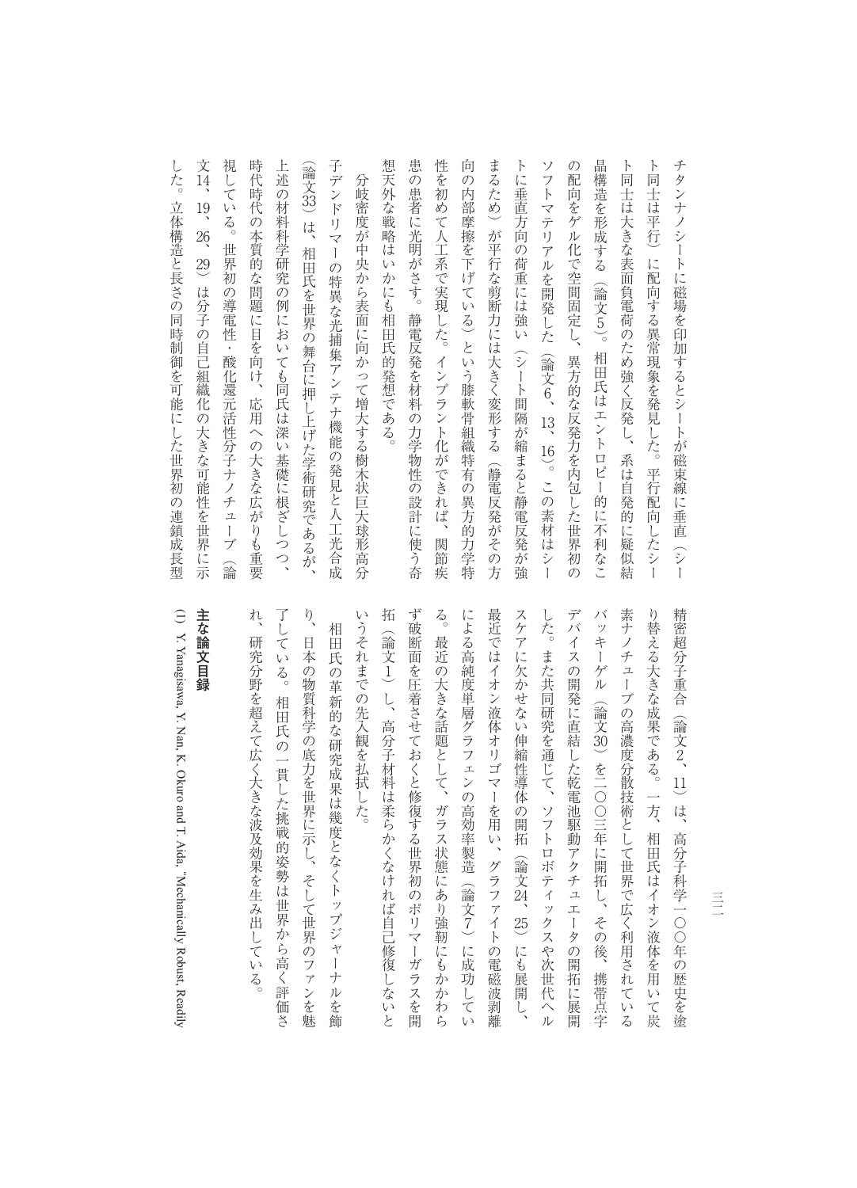チタンナノシートに磁場を印加するとシートが磁束線に垂直（シート同士は平行）に配向する異常現象を発見した。平行配向したシート同士は大きな表面負電荷のため強く反発し、系は自発的に疑似結晶構造を形成する（論文5）。相田氏はエントロピー的に不利なこの配向をゲル化で空間固定し、異方的な反発力を内包した世界初のソフトマテリアルを開発した（論文6、13、16）。この素材はシートに垂直方向の荷重には強い（シート間隔が縮まると静電反発が強まるため）が平行な剪断力には大きく変形する（静電反発がその方向の内部摩擦を下げている）という膝軟骨組織特有の異方的力学特性を初めて人工系で実現した。インプラント化ができれば、関節疾患の患者に光明がさす。静電反発を材料の力学物性の設計に使う奇想天外な戦略はいかにも相田氏的発想である。

分岐密度が中央から表面に向かって増大する樹木状巨大球形高分子デンドリマーの特異な光捕集アンテナ機能の発見と人工光合成（論文33）は、相田氏を世界の舞台に押し上げた学術研究であるが、上述の材料科学研究の例においても同氏は深い基礎に根ざしつつ、時代時代の本質的な問題に目を向け、応用への大きな広がりも重要視している。世界初の導電性・酸化還元活性分子ナノチューブ（論文14、19、26、29）は分子の自己組織化の大きな可能性を世界に示した。立体構造と長さの同時制御を可能にした世界初の連鎖成長型精密超分子重合（論文2、11）は、高分子科学一〇〇年の歴史を塗り替える大きな成果である。一方、相田氏はイオン液体を用いて炭素ナノチューブの高濃度分散技術として世界で広く利用されているバッキーゲル（論文30）を二〇〇三年に開拓し、その後、携帯点字デバイスの開発に直結した乾電池駆動アクチュエータの開拓に展開した。また共同研究を通じて、ソフトロボティックスや次世代ヘルスケアに欠かせない伸縮性導体の開拓（論文24、25）にも展開し、最近ではイオン液体オリゴマーを用い、グラファイトの電磁波剥離による高純度単層グラフェンの高効率製造（論文7）に成功している。最近の大きな話題として、ガラス状態にあり強靭にもかかわらず破断面を圧着させておくと修復する世界初のポリマーガラスを開拓（論文1）し、高分子材料は柔らかくなければ自己修復しないというそれまでの先入観を払拭した。

相田氏の革新的な研究成果は幾度となくトップジャーナルを飾り、日本の物質科学の底力を世界に示し、そして世界のファンを魅了している。相田氏の一貫した挑戦的姿勢は世界から高く評価され、研究分野を超えて広く大きな波及効果を生み出している。

## 主な論文目録

(1) Y. Yanagisawa, Y. Nan, K. Okuro and T. Aida, "Mechanically Robust, Readily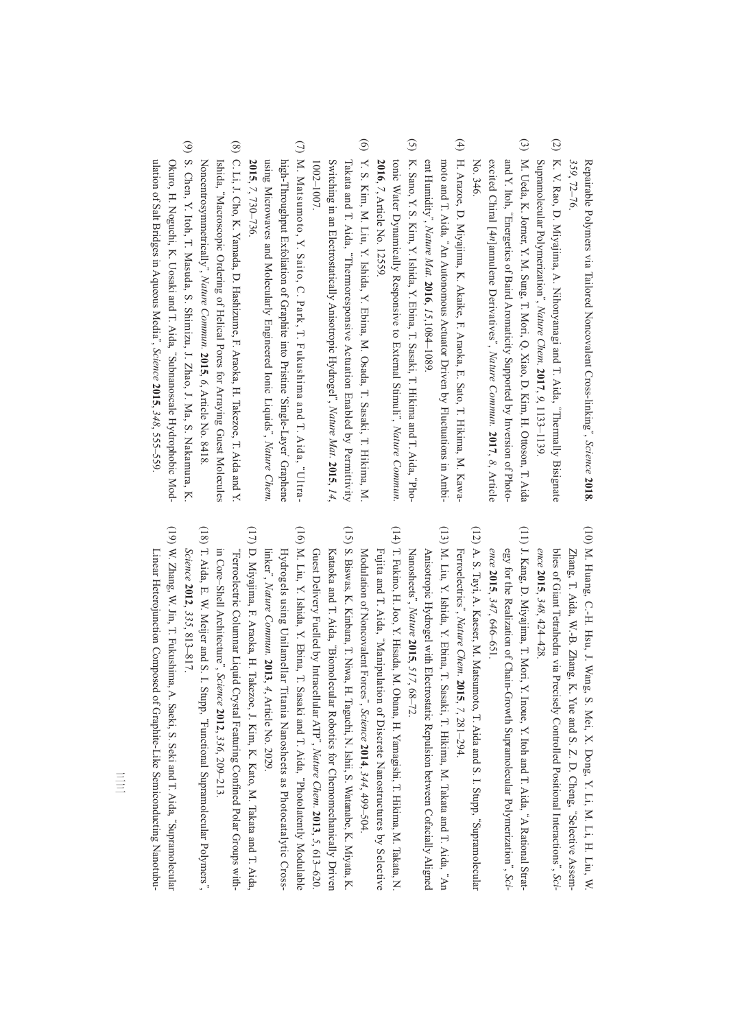Repairable Polymers via Tailored Noncovalent Cross-linking", *Science* **2018**, *359*, 72–76.

(2) K. V. Rao, D. Miyajima, A. Nihonyanagi and T. Aida, "Thermally Bisignate Supramolecular Polymerization", *Nature Chem.* **2017**, *9*, 1133–1139.

(3) M. Ueda, K. Jorner, Y. M. Sung, T. Mori, Q. Xiao, D. Kim, H. Ottoson, T. Aida and Y. Itoh, "Energetics of Baird Aromaticity Supported by Inversion of Photoexcited Chiral [4*n*]annulene Derivatives", *Nature Commun.* **2017**, *8*, Article No. 346.

(4) H. Arazoe, D. Miyajima, K. Akaike, F. Araoka, E. Sato, T. Hikima, M. Kawamoto and T. Aida, "An Autonomous Actuator Driven by Fluctuations in Ambient Humidity", *Nature Mat.* **2016**, *15*,1084–1089.

(5) K. Sano, Y. S. Kim, Y. Ishida, Y. Ebina, T. Sasaki, T. Hikima and T. Aida, "Photonic Water Dynamically Responsive to External Stimuli", *Nature Commun.* **2016**, *7*, Article No. 12559.

(6) Y. S. Kim, M. Liu, Y. Ishida, Y. Ebina, M. Osada, T. Sasaki, T. Hikima, M. Takata and T. Aida, "Thermoresponsive Actuation Enabled by Permittivity Switching in an Electrostatically Anisotropic Hydrogel", *Nature Mat.* **2015**, *14*, 1002–1007.

(7) M. Matsumoto, Y. Saito, C. Park, T. Fukushima and T. Aida, "Ultra-high-Throughput Exfoliation of Graphite into Pristine 'Single-Layer' Graphene using Microwaves and Molecularly Engineered Ionic Liquids", *Nature Chem.* **2015**, *7*, 730–736.

(8) C. Li, J. Cho, K. Yamada, D. Hashizume, F. Araoka, H. Takezoe, T. Aida and Y. Ishida, "Macroscopic Ordering of Helical Pores for Arraying Guest Molecules Noncentrosymmetrically", *Nature Commun.* **2015**, *6*, Article No. 8418.

(9) S. Chen, Y. Itoh, T. Masuda, S. Shimizu, J. Zhao, J. Ma, S. Nakamura, K. Okuro, H. Noguchi, K. Uosaki and T. Aida, "Subnanoscale Hydrophobic Modulation of Salt Bridges in Aqueous Media", *Science* **2015**, *348*, 555–559.

(10) M. Huang, C.-H. Hsu, J. Wang, S. Mei, X. Dong, Y. Li, M. Li, H. Liu, W. Zhang, T. Aida, W.-B. Zhang, K. Yue and S. Z. D. Cheng, "Selective Assemblies of Giant Tetrahedra via Precisely Controlled Positional Interactions", *Science* **2015**, *348*, 424–428.

(11) J. Kang, D. Miyajima, T. Mori, Y. Inoue, Y. Itoh and T. Aida, "A Rational Strategy for the Realization of Chain-Growth Supramolecular Polymerization", *Science* **2015**, *347*, 646–651.

(12) A. S. Tayi, A. Kaeser, M. Matsumoto, T. Aida and S. I. Stupp, "Supramolecular Ferroelectrics", *Nature Chem.* **2015**, *7*, 281–294.

(13) M. Liu, Y. Ishida, Y. Ebina, T. Sasaki, T. Hikima, M. Takata and T. Aida, "An Anisotropic Hydrogel with Electrostatic Repulsion between Cofacially Aligned Nanosheets", *Nature* **2015**, *517*, 68–72.

(14) T. Fukino, H. Joo, Y. Hisada, M. Obana, H. Yamagishi, T. Hikima, M. Takata, N. Fujita and T. Aida, "Manipulation of Discrete Nanostructures by Selective Modulation of Noncovalent Forces", *Science* **2014**, *344*, 499–504.

(15) S. Biswas, K. Kinbara, T. Niwa, H. Taguchi, N. Ishii, S. Watanabe, K. Miyata, K. Kataoka and T. Aida, "Biomolecular Robotics for Chemomechanically Driven Guest Delivery Fuelled by Intracellular ATP", *Nature Chem.* **2013**, *5*, 613–620.

(16) M. Liu, Y. Ishida, Y. Ebina, T. Sasaki and T. Aida, "Photolatently Modulable Hydrogels using Unilamellar Titania Nanosheets as Photocatalytic Crosslinker", *Nature Commun.* **2013**, *4*, Article No. 2029.

(17) D. Miyajima, F. Araoka, H. Takezoe, J. Kim, K. Kato, M. Takata and T. Aida, "Ferroelectric Columnar Liquid Crystal Featuring Confined Polar Groups within Core–Shell Architecture", *Science* **2012**, *336*, 209–213.

(18) T. Aida, E. W. Meijer and S. I. Stupp, "Functional Supramolecular Polymers", *Science* **2012**, *335*, 813–817.

(19) W. Zhang, W. Jin, T. Fukushima, A. Saeki, S. Seki and T. Aida, "Supramolecular Linear Heterojunction Composed of Graphite-Like Semiconducting Nanotubu-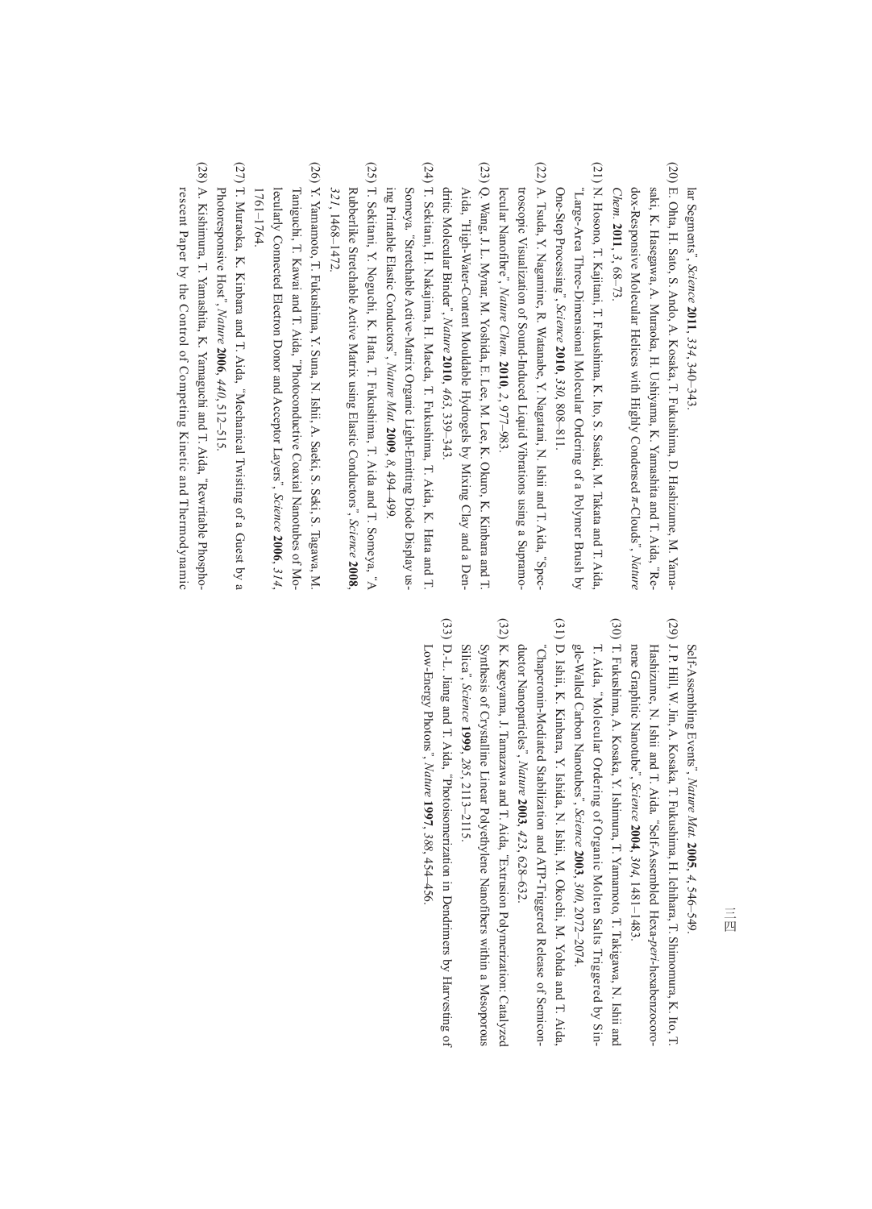lar Segments", *Science* **2011**, *334*, 340–343.

(20) E. Ohta, H. Sato, S. Ando, A. Kosaka, T. Fukushima, D. Hashizume, M. Yamasaki, K. Hasegawa, A. Muraoka, H. Ushiyama, K. Yamashita and T. Aida, "Redox-Responsive Molecular Helices with Highly Condensed π-Clouds", *Nature Chem.* **2011**, *3*, 68–73.

(21) N. Hosono, T. Kajitani, T. Fukushima, K. Ito, S. Sasaki, M. Takata and T. Aida, "Large-Area Three-Dimensional Molecular Ordering of a Polymer Brush by One-Step Processing", *Science* **2010**, *330*, 808–811.

(22) A. Tsuda, Y. Nagamine, R. Watanabe, Y. Nagatani, N. Ishii and T. Aida, "Spectroscopic Visualization of Sound-Induced Liquid Vibrations using a Supramolecular Nanofibre", *Nature Chem.* **2010**, *2*, 977–983.

(23) Q. Wang, J. L. Mynar, M. Yoshida, E. Lee, M. Lee, K. Okuro, K. Kinbara and T. Aida, "High-Water-Content Mouldable Hydrogels by Mixing Clay and a Dendritic Molecular Binder", *Nature* **2010**, *463*, 339–343.

(24) T. Sekitani, H. Nakajima, H. Maeda, T. Fukushima, T. Aida, K. Hata and T. Someya, "Stretchable Active-Matrix Organic Light-Emitting Diode Display using Printable Elastic Conductors", *Nature Mat.* **2009**, *8*, 494–499.

(25) T. Sekitani, Y. Noguchi, K. Hata, T. Fukushima, T. Aida and T. Someya, "A Rubberlike Stretchable Active Matrix using Elastic Conductors", *Science* **2008**, *321*, 1468–1472.

(26) Y. Yamamoto, T. Fukushima, Y. Suna, N. Ishii, A. Saeki, S. Seki, S. Tagawa, M. Taniguchi, T. Kawai and T. Aida, "Photoconductive Coaxial Nanotubes of Molecularly Connected Electron Donor and Acceptor Layers", *Science* **2006**, *314*, 1761–1764.

(27) T. Muraoka, K. Kinbara and T. Aida, "Mechanical Twisting of a Guest by a Photoresponsive Host", *Nature* **2006**, *440*, 512–515.

(28) A. Kishimura, T. Yamashita, K. Yamaguchi and T. Aida, "Rewritable Phosphorescent Paper by the Control of Competing Kinetic and Thermodynamic Self-Assembling Events", *Nature Mat.* **2005**, *4*, 546–549.

(29) J. P. Hill, W. Jin, A. Kosaka, T. Fukushima, H. Ichihara, T. Shimomura, K. Ito, T. Hashizume, N. Ishii and T. Aida, "Self-Assembled Hexa-*peri*-hexabenzocoronene Graphitic Nanotube", *Science* **2004**, *304*, 1481–1483.

(30) T. Fukushima, A. Kosaka, Y. Ishimura, T. Yamamoto, T. Takigawa, N. Ishii and T. Aida, "Molecular Ordering of Organic Molten Salts Triggered by Single-Walled Carbon Nanotubes", *Science* **2003**, *300*, 2072–2074.

(31) D. Ishii, K. Kinbara, Y. Ishida, N. Ishii, M. Okochi, M. Yohda and T. Aida, "Chaperonin-Mediated Stabilization and ATP-Triggered Release of Semiconductor Nanoparticles", *Nature* **2003**, *423*, 628–632.

(32) K. Kageyama, J. Tamazawa and T. Aida, "Extrusion Polymerization: Catalyzed Synthesis of Crystalline Linear Polyethylene Nanofibers within a Mesoporous Silica", *Science* **1999**, *285*, 2113–2115.

(33) D.-L. Jiang and T. Aida, "Photoisomerization in Dendrimers by Harvesting of Low-Energy Photons", *Nature* **1997**, *388*, 454–456.